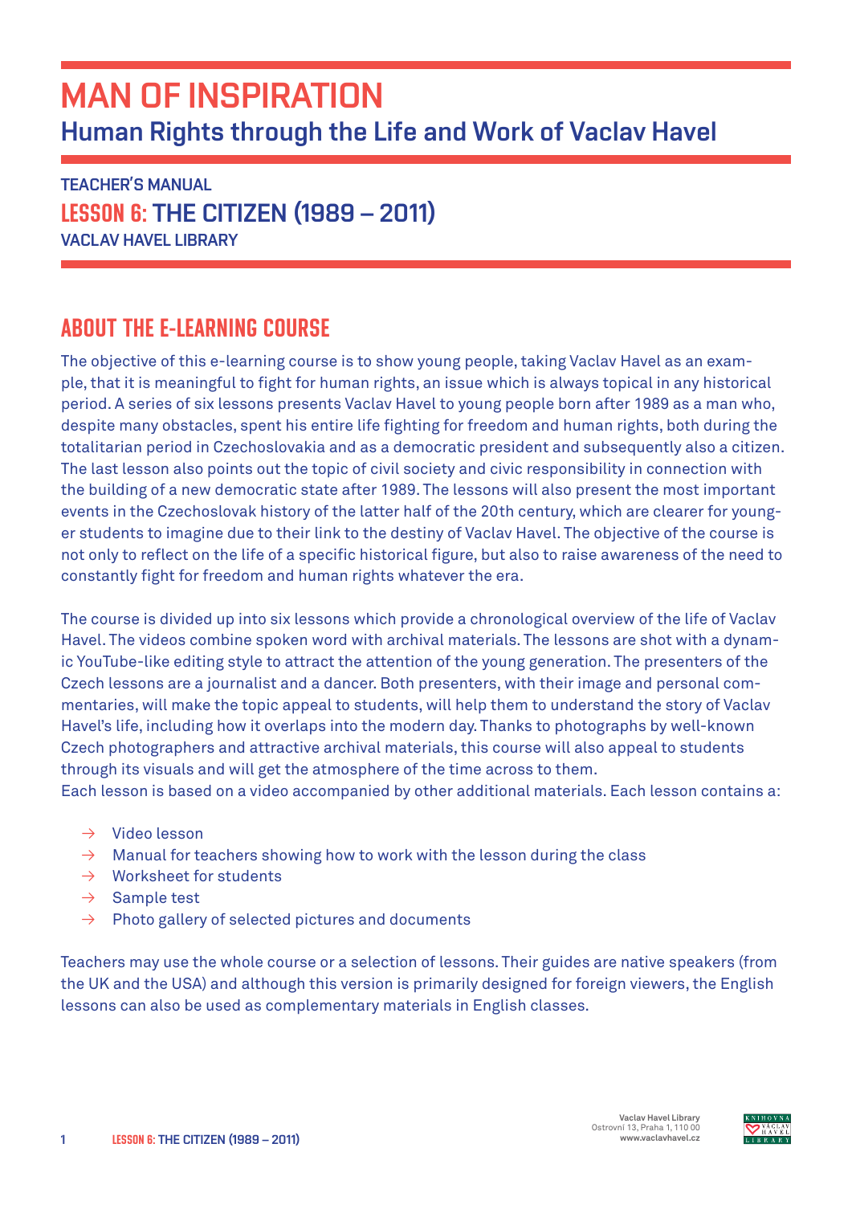# MAN OF INSPIRATION

## Human Rights through the Life and Work of Vaclav Havel

**TEACHER'S MANUAL**

**LESSON 6: THE CITIZEN (1989 – 2011)**

**VACLAV HAVEL LIBRARY**

## ABOUT THE E-LEARNING COURSE

The objective of this e-learning course is to show young people, taking Vaclav Havel as an example, that it is meaningful to fight for human rights, an issue which is always topical in any historical period. A series of six lessons presents Vaclav Havel to young people born after 1989 as a man who, despite many obstacles, spent his entire life fighting for freedom and human rights, both during the totalitarian period in Czechoslovakia and as a democratic president and subsequently also a citizen. The last lesson also points out the topic of civil society and civic responsibility in connection with the building of a new democratic state after 1989. The lessons will also present the most important events in the Czechoslovak history of the latter half of the 20th century, which are clearer for younger students to imagine due to their link to the destiny of Vaclav Havel. The objective of the course is not only to reflect on the life of a specific historical figure, but also to raise awareness of the need to constantly fight for freedom and human rights whatever the era.

The course is divided up into six lessons which provide a chronological overview of the life of Vaclav Havel. The videos combine spoken word with archival materials. The lessons are shot with a dynamic YouTube-like editing style to attract the attention of the young generation. The presenters of the Czech lessons are a journalist and a dancer. Both presenters, with their image and personal commentaries, will make the topic appeal to students, will help them to understand the story of Vaclav Havel's life, including how it overlaps into the modern day. Thanks to photographs by well-known Czech photographers and attractive archival materials, this course will also appeal to students through its visuals and will get the atmosphere of the time across to them.
Each lesson is based on a video accompanied by other additional materials. Each lesson contains a:

- Video lesson
- Manual for teachers showing how to work with the lesson during the class
- Worksheet for students
- Sample test
- Photo gallery of selected pictures and documents

Teachers may use the whole course or a selection of lessons. Their guides are native speakers (from the UK and the USA) and although this version is primarily designed for foreign viewers, the English lessons can also be used as complementary materials in English classes.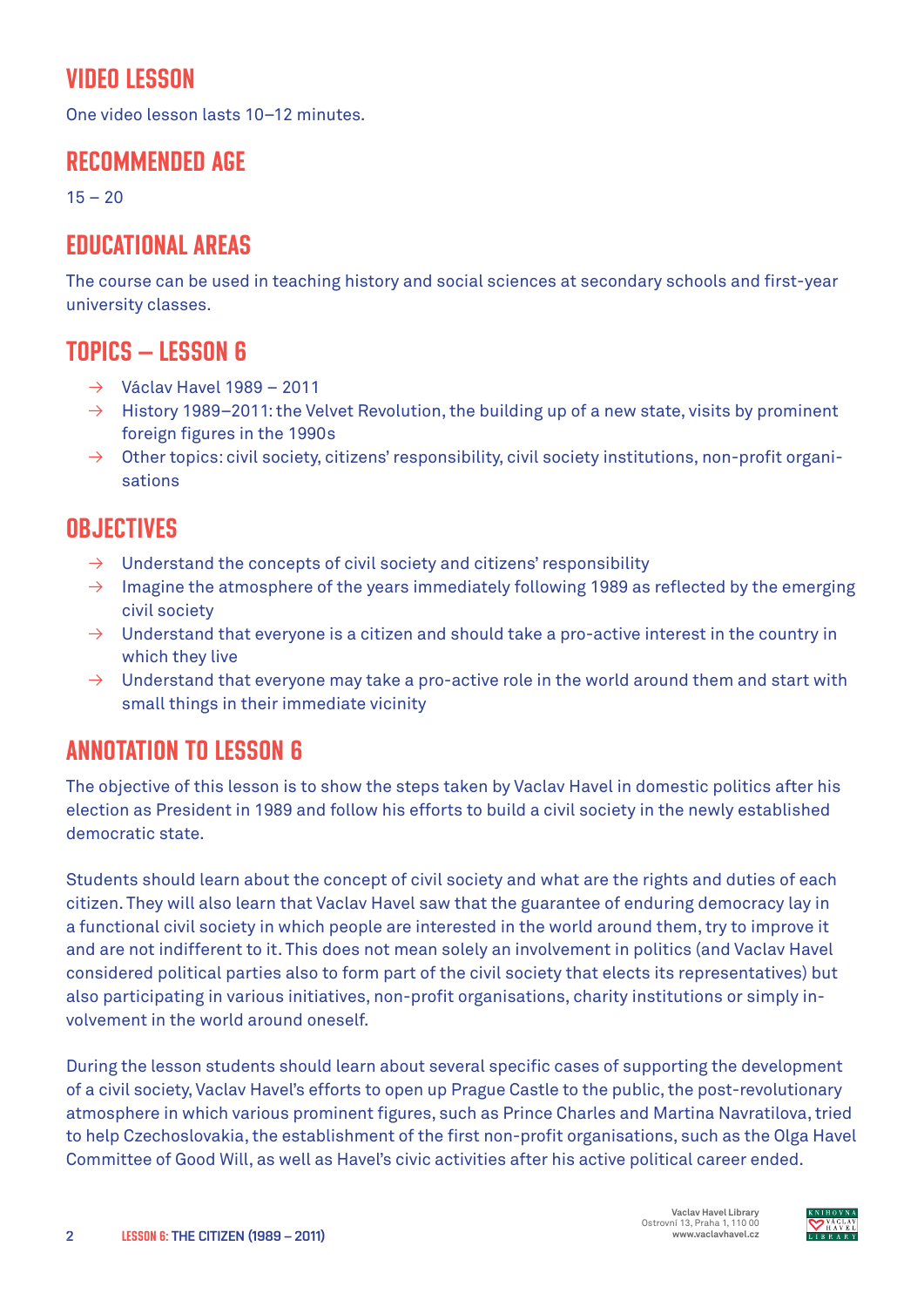## VIDEO LESSON

One video lesson lasts 10–12 minutes.

## RECOMMENDED AGE

15 – 20

## EDUCATIONAL AREAS

The course can be used in teaching history and social sciences at secondary schools and first-year university classes.

## TOPICS – LESSON 6

- → Václav Havel 1989 – 2011
- → History 1989–2011: the Velvet Revolution, the building up of a new state, visits by prominent foreign figures in the 1990s
- → Other topics: civil society, citizens' responsibility, civil society institutions, non-profit organisations

## OBJECTIVES

- → Understand the concepts of civil society and citizens' responsibility
- → Imagine the atmosphere of the years immediately following 1989 as reflected by the emerging civil society
- → Understand that everyone is a citizen and should take a pro-active interest in the country in which they live
- → Understand that everyone may take a pro-active role in the world around them and start with small things in their immediate vicinity

## ANNOTATION TO LESSON 6

The objective of this lesson is to show the steps taken by Vaclav Havel in domestic politics after his election as President in 1989 and follow his efforts to build a civil society in the newly established democratic state.

Students should learn about the concept of civil society and what are the rights and duties of each citizen. They will also learn that Vaclav Havel saw that the guarantee of enduring democracy lay in a functional civil society in which people are interested in the world around them, try to improve it and are not indifferent to it. This does not mean solely an involvement in politics (and Vaclav Havel considered political parties also to form part of the civil society that elects its representatives) but also participating in various initiatives, non-profit organisations, charity institutions or simply involvement in the world around oneself.

During the lesson students should learn about several specific cases of supporting the development of a civil society, Vaclav Havel's efforts to open up Prague Castle to the public, the post-revolutionary atmosphere in which various prominent figures, such as Prince Charles and Martina Navratilova, tried to help Czechoslovakia, the establishment of the first non-profit organisations, such as the Olga Havel Committee of Good Will, as well as Havel's civic activities after his active political career ended.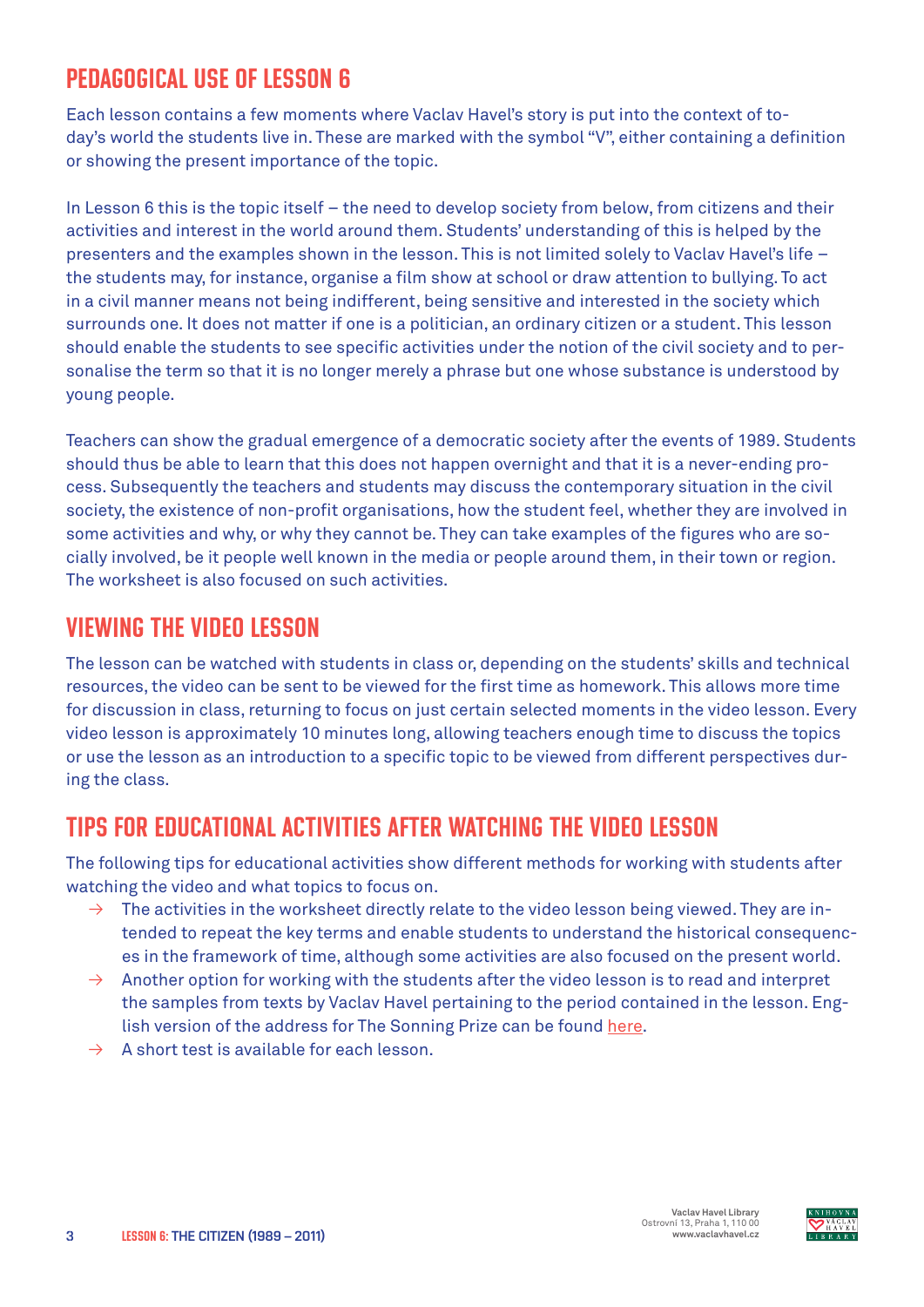## PEDAGOGICAL USE OF LESSON 6

Each lesson contains a few moments where Vaclav Havel's story is put into the context of today's world the students live in. These are marked with the symbol "V", either containing a definition or showing the present importance of the topic.

In Lesson 6 this is the topic itself – the need to develop society from below, from citizens and their activities and interest in the world around them. Students' understanding of this is helped by the presenters and the examples shown in the lesson. This is not limited solely to Vaclav Havel's life – the students may, for instance, organise a film show at school or draw attention to bullying. To act in a civil manner means not being indifferent, being sensitive and interested in the society which surrounds one. It does not matter if one is a politician, an ordinary citizen or a student. This lesson should enable the students to see specific activities under the notion of the civil society and to personalise the term so that it is no longer merely a phrase but one whose substance is understood by young people.

Teachers can show the gradual emergence of a democratic society after the events of 1989. Students should thus be able to learn that this does not happen overnight and that it is a never-ending process. Subsequently the teachers and students may discuss the contemporary situation in the civil society, the existence of non-profit organisations, how the student feel, whether they are involved in some activities and why, or why they cannot be. They can take examples of the figures who are socially involved, be it people well known in the media or people around them, in their town or region. The worksheet is also focused on such activities.

## VIEWING THE VIDEO LESSON

The lesson can be watched with students in class or, depending on the students' skills and technical resources, the video can be sent to be viewed for the first time as homework. This allows more time for discussion in class, returning to focus on just certain selected moments in the video lesson. Every video lesson is approximately 10 minutes long, allowing teachers enough time to discuss the topics or use the lesson as an introduction to a specific topic to be viewed from different perspectives during the class.

## TIPS FOR EDUCATIONAL ACTIVITIES AFTER WATCHING THE VIDEO LESSON

The following tips for educational activities show different methods for working with students after watching the video and what topics to focus on.

- → The activities in the worksheet directly relate to the video lesson being viewed. They are intended to repeat the key terms and enable students to understand the historical consequences in the framework of time, although some activities are also focused on the present world.
- → Another option for working with the students after the video lesson is to read and interpret the samples from texts by Vaclav Havel pertaining to the period contained in the lesson. English version of the address for The Sonning Prize can be found here.
- → A short test is available for each lesson.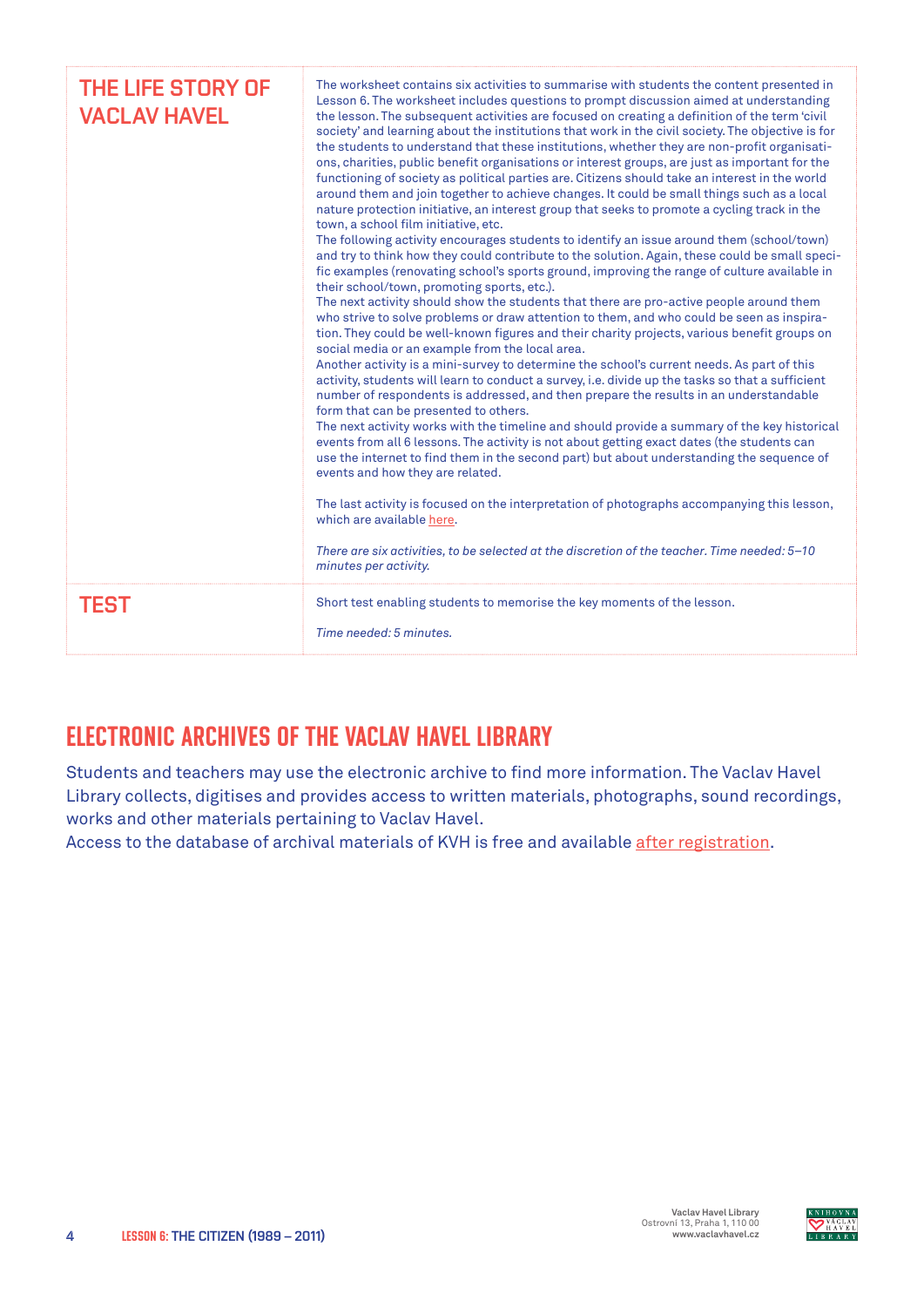| | |
|---|---|
| **THE LIFE STORY OF VACLAV HAVEL** | The worksheet contains six activities to summarise with students the content presented in Lesson 6. The worksheet includes questions to prompt discussion aimed at understanding the lesson. The subsequent activities are focused on creating a definition of the term 'civil society' and learning about the institutions that work in the civil society. The objective is for the students to understand that these institutions, whether they are non-profit organisations, charities, public benefit organisations or interest groups, are just as important for the functioning of society as political parties are. Citizens should take an interest in the world around them and join together to achieve changes. It could be small things such as a local nature protection initiative, an interest group that seeks to promote a cycling track in the town, a school film initiative, etc.<br>The following activity encourages students to identify an issue around them (school/town) and try to think how they could contribute to the solution. Again, these could be small specific examples (renovating school's sports ground, improving the range of culture available in their school/town, promoting sports, etc.).<br>The next activity should show the students that there are pro-active people around them who strive to solve problems or draw attention to them, and who could be seen as inspiration. They could be well-known figures and their charity projects, various benefit groups on social media or an example from the local area.<br>Another activity is a mini-survey to determine the school's current needs. As part of this activity, students will learn to conduct a survey, i.e. divide up the tasks so that a sufficient number of respondents is addressed, and then prepare the results in an understandable form that can be presented to others.<br>The next activity works with the timeline and should provide a summary of the key historical events from all 6 lessons. The activity is not about getting exact dates (the students can use the internet to find them in the second part) but about understanding the sequence of events and how they are related.<br><br>The last activity is focused on the interpretation of photographs accompanying this lesson, which are available here.<br><br>*There are six activities, to be selected at the discretion of the teacher. Time needed: 5–10 minutes per activity.* |
| **TEST** | Short test enabling students to memorise the key moments of the lesson.<br><br>*Time needed: 5 minutes.* |

## ELECTRONIC ARCHIVES OF THE VACLAV HAVEL LIBRARY

Students and teachers may use the electronic archive to find more information. The Vaclav Havel Library collects, digitises and provides access to written materials, photographs, sound recordings, works and other materials pertaining to Vaclav Havel.
Access to the database of archival materials of KVH is free and available after registration.